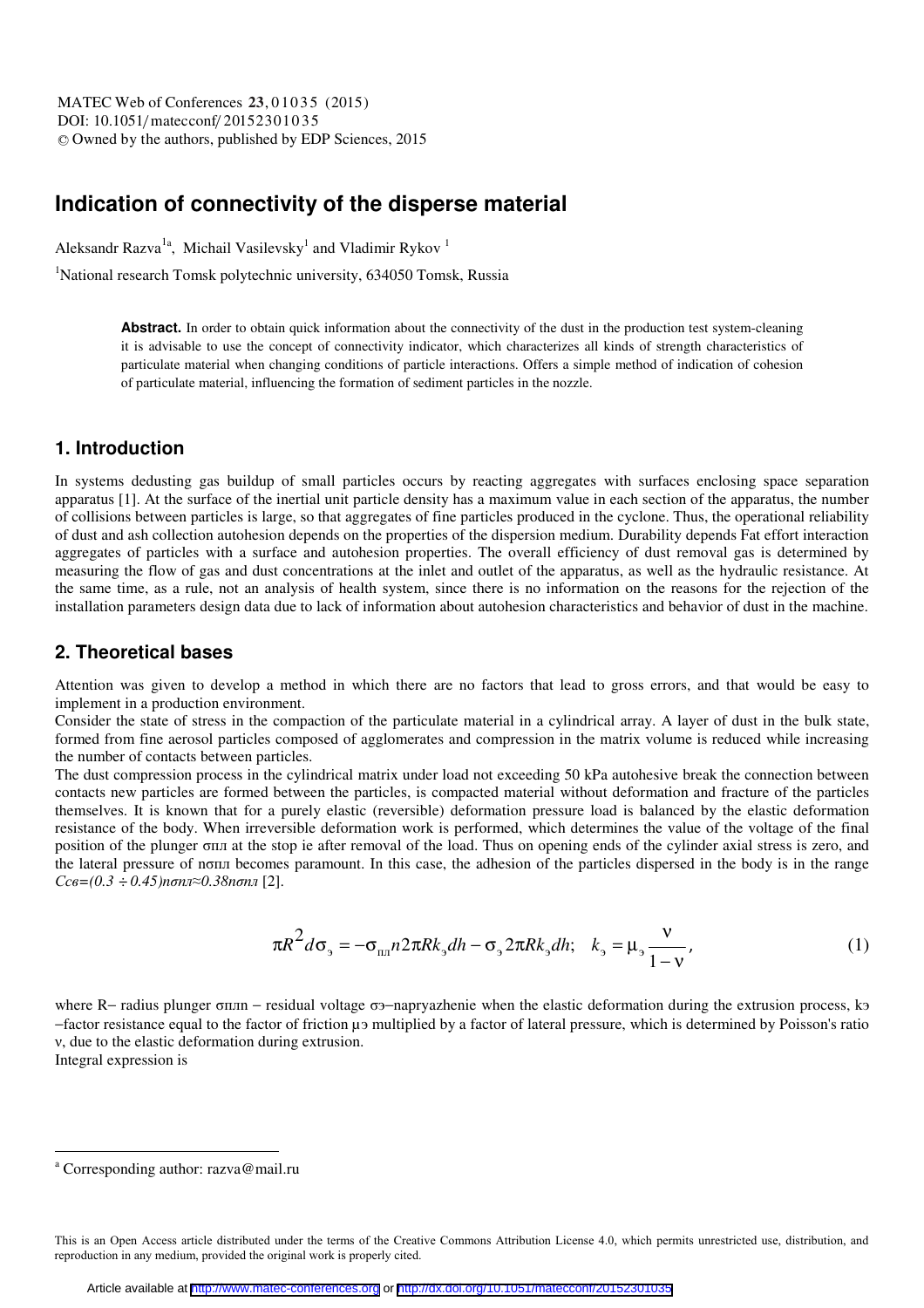MATEC Web of Conferences **23**, 01035 (2015)
DOI: 10.1051/matecconf/20152301035
© Owned by the authors, published by EDP Sciences, 2015

# Indication of connectivity of the disperse material

Aleksandr Razva[1a], Michail Vasilevsky[1] and Vladimir Rykov [1]

[1]National research Tomsk polytechnic university, 634050 Tomsk, Russia

**Abstract.** In order to obtain quick information about the connectivity of the dust in the production test system-cleaning it is advisable to use the concept of connectivity indicator, which characterizes all kinds of strength characteristics of particulate material when changing conditions of particle interactions. Offers a simple method of indication of cohesion of particulate material, influencing the formation of sediment particles in the nozzle.

## 1. Introduction

In systems dedusting gas buildup of small particles occurs by reacting aggregates with surfaces enclosing space separation apparatus [1]. At the surface of the inertial unit particle density has a maximum value in each section of the apparatus, the number of collisions between particles is large, so that aggregates of fine particles produced in the cyclone. Thus, the operational reliability of dust and ash collection autohesion depends on the properties of the dispersion medium. Durability depends Fat effort interaction aggregates of particles with a surface and autohesion properties. The overall efficiency of dust removal gas is determined by measuring the flow of gas and dust concentrations at the inlet and outlet of the apparatus, as well as the hydraulic resistance. At the same time, as a rule, not an analysis of health system, since there is no information on the reasons for the rejection of the installation parameters design data due to lack of information about autohesion characteristics and behavior of dust in the machine.

## 2. Theoretical bases

Attention was given to develop a method in which there are no factors that lead to gross errors, and that would be easy to implement in a production environment.

Consider the state of stress in the compaction of the particulate material in a cylindrical array. A layer of dust in the bulk state, formed from fine aerosol particles composed of agglomerates and compression in the matrix volume is reduced while increasing the number of contacts between particles.

The dust compression process in the cylindrical matrix under load not exceeding 50 kPa autohesive break the connection between contacts new particles are formed between the particles, is compacted material without deformation and fracture of the particles themselves. It is known that for a purely elastic (reversible) deformation pressure load is balanced by the elastic deformation resistance of the body. When irreversible deformation work is performed, which determines the value of the voltage of the final position of the plunger $\sigma_{пл}$ at the stop ie after removal of the load. Thus on opening ends of the cylinder axial stress is zero, and the lateral pressure of $n\sigma_{пл}$ becomes paramount. In this case, the adhesion of the particles dispersed in the body is in the range $C_{св}=(0.3 \div 0.45)n\sigma_{пл}\approx 0.38n\sigma_{пл}$ [2].

$$\pi R^2 d\sigma_э = -\sigma_{пл} n 2\pi R k_э dh - \sigma_э 2\pi R k_э dh; \quad k_э = \mu_э \frac{\nu}{1-\nu}, \tag{1}$$

where R− radius plunger $\sigma_{плп}$ – residual voltage $\sigma_э$−napryazhenie when the elastic deformation during the extrusion process, $k_э$ −factor resistance equal to the factor of friction $\mu_э$ multiplied by a factor of lateral pressure, which is determined by Poisson's ratio ν, due to the elastic deformation during extrusion.

Integral expression is

---

[a] Corresponding author: razva@mail.ru

This is an Open Access article distributed under the terms of the Creative Commons Attribution License 4.0, which permits unrestricted use, distribution, and reproduction in any medium, provided the original work is properly cited.

Article available at http://www.matec-conferences.org or http://dx.doi.org/10.1051/matecconf/20152301035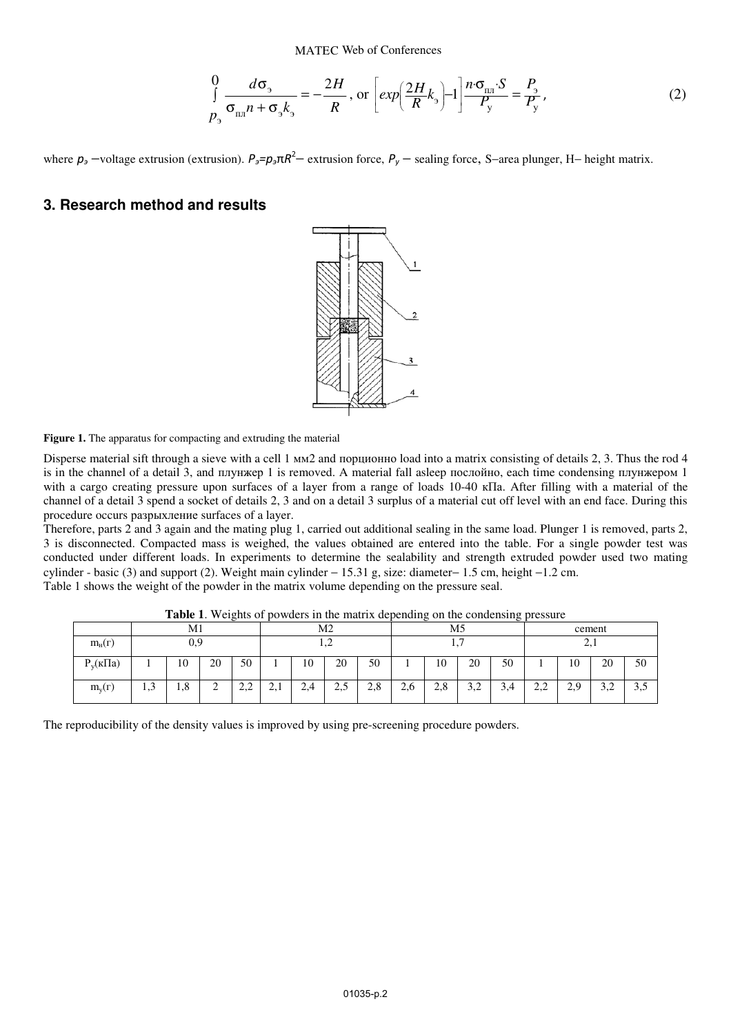$$\int_{p_э}^{0} \frac{d\sigma_э}{\sigma_{пл} n + \sigma_э k_э} = -\frac{2H}{R}, \text{ or } \left[ exp\left(\frac{2H}{R} k_э\right) - 1 \right] \frac{n \cdot \sigma_{пл} \cdot S}{P_у} = \frac{P_э}{P_у}, \tag{2}$$

where $p_э$ –voltage extrusion (extrusion). $P_э = p_э \pi R^2$– extrusion force, $P_у$ – sealing force, S–area plunger, H– height matrix.

## 3. Research method and results

**Figure 1.** The apparatus for compacting and extruding the material

Disperse material sift through a sieve with a cell 1 мм2 and порционно load into a matrix consisting of details 2, 3. Thus the rod 4 is in the channel of a detail 3, and плунжер 1 is removed. A material fall asleep послойно, each time condensing плунжером 1 with a cargo creating pressure upon surfaces of a layer from a range of loads 10-40 кПа. After filling with a material of the channel of a detail 3 spend a socket of details 2, 3 and on a detail 3 surplus of a material cut off level with an end face. During this procedure occurs разрыхление surfaces of a layer.

Therefore, parts 2 and 3 again and the mating plug 1, carried out additional sealing in the same load. Plunger 1 is removed, parts 2, 3 is disconnected. Compacted mass is weighed, the values obtained are entered into the table. For a single powder test was conducted under different loads. In experiments to determine the sealability and strength extruded powder used two mating cylinder - basic (3) and support (2). Weight main cylinder – 15.31 g, size: diameter– 1.5 cm, height –1.2 cm.

Table 1 shows the weight of the powder in the matrix volume depending on the pressure seal.

**Table 1**. Weights of powders in the matrix depending on the condensing pressure

| | M1 | | | | M2 | | | | M5 | | | | cement | | | |
|---|---|---|---|---|---|---|---|---|---|---|---|---|---|---|---|---|
| $m_н$(г) | 0,9 | | | | 1,2 | | | | 1,7 | | | | 2,1 | | | |
| $P_у$(кПа) | 1 | 10 | 20 | 50 | 1 | 10 | 20 | 50 | 1 | 10 | 20 | 50 | 1 | 10 | 20 | 50 |
| $m_у$(г) | 1,3 | 1,8 | 2 | 2,2 | 2,1 | 2,4 | 2,5 | 2,8 | 2,6 | 2,8 | 3,2 | 3,4 | 2,2 | 2,9 | 3,2 | 3,5 |

The reproducibility of the density values is improved by using pre-screening procedure powders.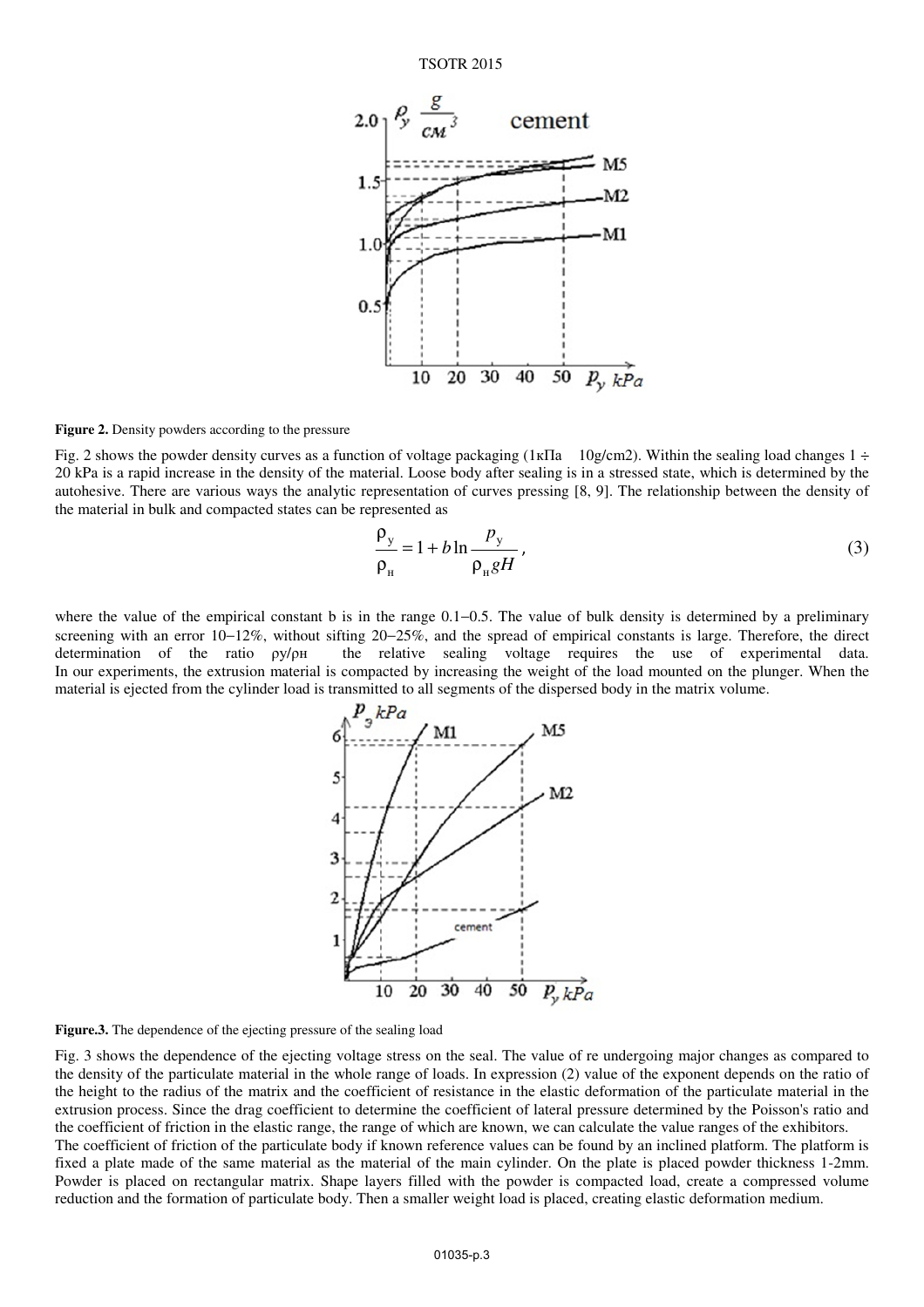**Figure 2.** Density powders according to the pressure

Fig. 2 shows the powder density curves as a function of voltage packaging (1кПа  10g/cm2). Within the sealing load changes 1 ÷ 20 kPa is a rapid increase in the density of the material. Loose body after sealing is in a stressed state, which is determined by the autohesive. There are various ways the analytic representation of curves pressing [8, 9]. The relationship between the density of the material in bulk and compacted states can be represented as

$$\frac{\rho_{y}}{\rho_{н}} = 1 + b \ln \frac{p_{y}}{\rho_{н} g H}, \tag{3}$$

where the value of the empirical constant b is in the range 0.1–0.5. The value of bulk density is determined by a preliminary screening with an error 10–12%, without sifting 20–25%, and the spread of empirical constants is large. Therefore, the direct determination of the ratio ρy/ρн the relative sealing voltage requires the use of experimental data.
In our experiments, the extrusion material is compacted by increasing the weight of the load mounted on the plunger. When the material is ejected from the cylinder load is transmitted to all segments of the dispersed body in the matrix volume.

**Figure.3.** The dependence of the ejecting pressure of the sealing load

Fig. 3 shows the dependence of the ejecting voltage stress on the seal. The value of re undergoing major changes as compared to the density of the particulate material in the whole range of loads. In expression (2) value of the exponent depends on the ratio of the height to the radius of the matrix and the coefficient of resistance in the elastic deformation of the particulate material in the extrusion process. Since the drag coefficient to determine the coefficient of lateral pressure determined by the Poisson's ratio and the coefficient of friction in the elastic range, the range of which are known, we can calculate the value ranges of the exhibitors.
The coefficient of friction of the particulate body if known reference values can be found by an inclined platform. The platform is fixed a plate made of the same material as the material of the main cylinder. On the plate is placed powder thickness 1-2mm. Powder is placed on rectangular matrix. Shape layers filled with the powder is compacted load, create a compressed volume reduction and the formation of particulate body. Then a smaller weight load is placed, creating elastic deformation medium.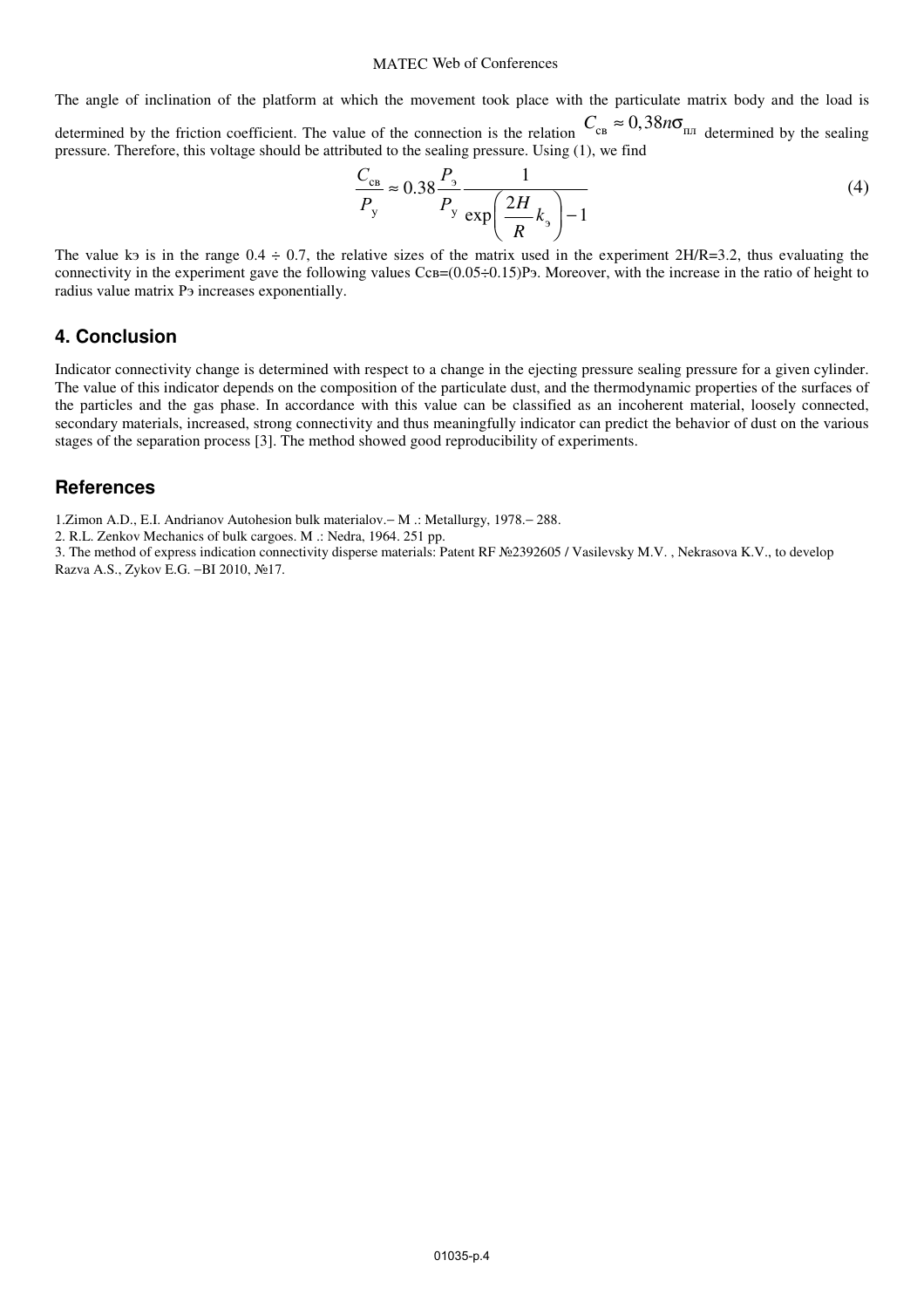The angle of inclination of the platform at which the movement took place with the particulate matrix body and the load is determined by the friction coefficient. The value of the connection is the relation $C_{св} \approx 0,38 n\sigma_{пл}$ determined by the sealing pressure. Therefore, this voltage should be attributed to the sealing pressure. Using (1), we find

$$\frac{C_{св}}{P_{у}} \approx 0.38 \frac{P_{э}}{P_{у}} \frac{1}{\exp\left(\frac{2H}{R} k_{э}\right) - 1} \tag{4}$$

The value kэ is in the range 0.4 ÷ 0.7, the relative sizes of the matrix used in the experiment 2H/R=3.2, thus evaluating the connectivity in the experiment gave the following values Cсв=(0.05÷0.15)Pэ. Moreover, with the increase in the ratio of height to radius value matrix Pэ increases exponentially.

## 4. Conclusion

Indicator connectivity change is determined with respect to a change in the ejecting pressure sealing pressure for a given cylinder. The value of this indicator depends on the composition of the particulate dust, and the thermodynamic properties of the surfaces of the particles and the gas phase. In accordance with this value can be classified as an incoherent material, loosely connected, secondary materials, increased, strong connectivity and thus meaningfully indicator can predict the behavior of dust on the various stages of the separation process [3]. The method showed good reproducibility of experiments.

## References

1.Zimon A.D., E.I. Andrianov Autohesion bulk materialov.– M .: Metallurgy, 1978.– 288.

2. R.L. Zenkov Mechanics of bulk cargoes. M .: Nedra, 1964. 251 pp.

3. The method of express indication connectivity disperse materials: Patent RF №2392605 / Vasilevsky M.V. , Nekrasova K.V., to develop Razva A.S., Zykov E.G. –BI 2010, №17.